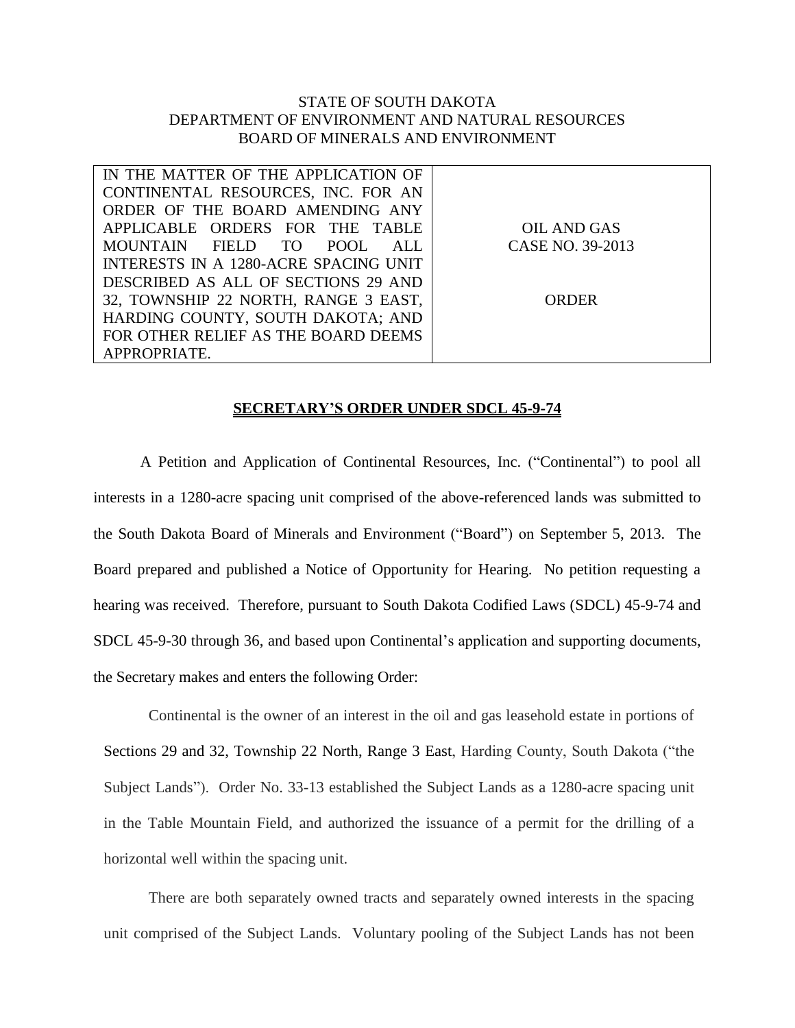STATE OF SOUTH DAKOTA
DEPARTMENT OF ENVIRONMENT AND NATURAL RESOURCES
BOARD OF MINERALS AND ENVIRONMENT

| IN THE MATTER OF THE APPLICATION OF CONTINENTAL RESOURCES, INC. FOR AN ORDER OF THE BOARD AMENDING ANY APPLICABLE ORDERS FOR THE TABLE MOUNTAIN FIELD TO POOL ALL INTERESTS IN A 1280-ACRE SPACING UNIT DESCRIBED AS ALL OF SECTIONS 29 AND 32, TOWNSHIP 22 NORTH, RANGE 3 EAST, HARDING COUNTY, SOUTH DAKOTA; AND FOR OTHER RELIEF AS THE BOARD DEEMS APPROPRIATE. | OIL AND GAS CASE NO. 39-2013<br><br>ORDER |
|---|---|

**SECRETARY'S ORDER UNDER SDCL 45-9-74**

A Petition and Application of Continental Resources, Inc. ("Continental") to pool all interests in a 1280-acre spacing unit comprised of the above-referenced lands was submitted to the South Dakota Board of Minerals and Environment ("Board") on September 5, 2013. The Board prepared and published a Notice of Opportunity for Hearing. No petition requesting a hearing was received. Therefore, pursuant to South Dakota Codified Laws (SDCL) 45-9-74 and SDCL 45-9-30 through 36, and based upon Continental's application and supporting documents, the Secretary makes and enters the following Order:

Continental is the owner of an interest in the oil and gas leasehold estate in portions of Sections 29 and 32, Township 22 North, Range 3 East, Harding County, South Dakota ("the Subject Lands"). Order No. 33-13 established the Subject Lands as a 1280-acre spacing unit in the Table Mountain Field, and authorized the issuance of a permit for the drilling of a horizontal well within the spacing unit.

There are both separately owned tracts and separately owned interests in the spacing unit comprised of the Subject Lands. Voluntary pooling of the Subject Lands has not been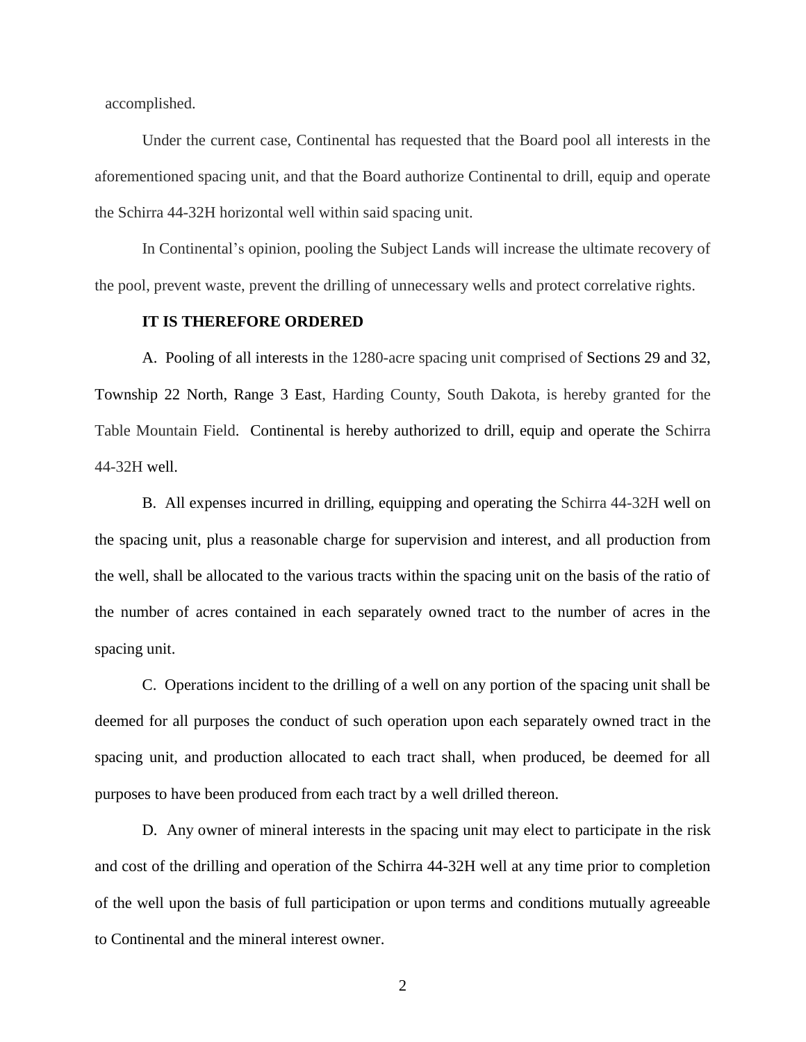accomplished.

Under the current case, Continental has requested that the Board pool all interests in the aforementioned spacing unit, and that the Board authorize Continental to drill, equip and operate the Schirra 44-32H horizontal well within said spacing unit.

In Continental's opinion, pooling the Subject Lands will increase the ultimate recovery of the pool, prevent waste, prevent the drilling of unnecessary wells and protect correlative rights.

**IT IS THEREFORE ORDERED**

A. Pooling of all interests in the 1280-acre spacing unit comprised of Sections 29 and 32, Township 22 North, Range 3 East, Harding County, South Dakota, is hereby granted for the Table Mountain Field. Continental is hereby authorized to drill, equip and operate the Schirra 44-32H well.

B. All expenses incurred in drilling, equipping and operating the Schirra 44-32H well on the spacing unit, plus a reasonable charge for supervision and interest, and all production from the well, shall be allocated to the various tracts within the spacing unit on the basis of the ratio of the number of acres contained in each separately owned tract to the number of acres in the spacing unit.

C. Operations incident to the drilling of a well on any portion of the spacing unit shall be deemed for all purposes the conduct of such operation upon each separately owned tract in the spacing unit, and production allocated to each tract shall, when produced, be deemed for all purposes to have been produced from each tract by a well drilled thereon.

D. Any owner of mineral interests in the spacing unit may elect to participate in the risk and cost of the drilling and operation of the Schirra 44-32H well at any time prior to completion of the well upon the basis of full participation or upon terms and conditions mutually agreeable to Continental and the mineral interest owner.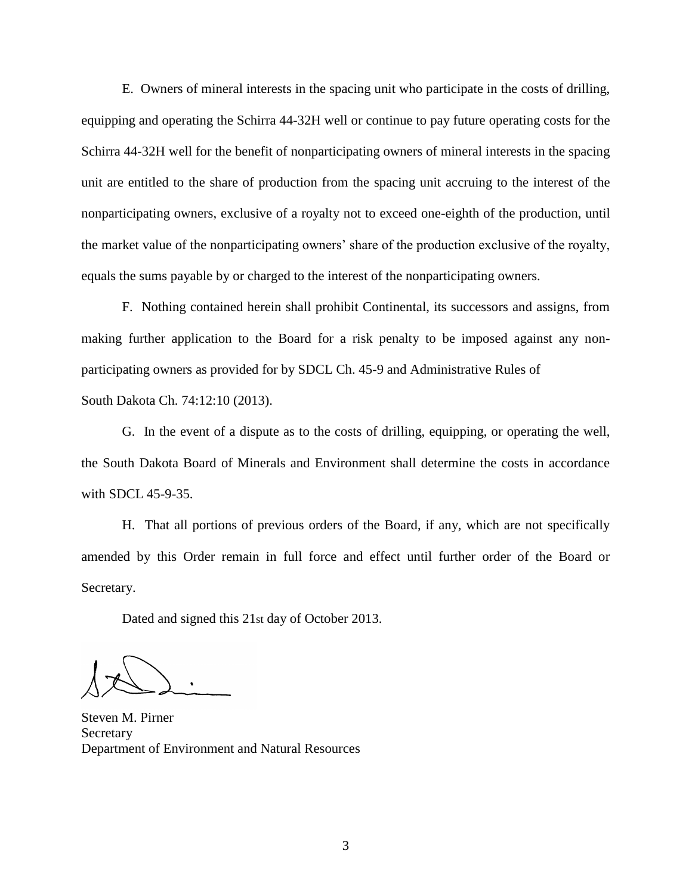E. Owners of mineral interests in the spacing unit who participate in the costs of drilling, equipping and operating the Schirra 44-32H well or continue to pay future operating costs for the Schirra 44-32H well for the benefit of nonparticipating owners of mineral interests in the spacing unit are entitled to the share of production from the spacing unit accruing to the interest of the nonparticipating owners, exclusive of a royalty not to exceed one-eighth of the production, until the market value of the nonparticipating owners' share of the production exclusive of the royalty, equals the sums payable by or charged to the interest of the nonparticipating owners.

F. Nothing contained herein shall prohibit Continental, its successors and assigns, from making further application to the Board for a risk penalty to be imposed against any non-participating owners as provided for by SDCL Ch. 45-9 and Administrative Rules of South Dakota Ch. 74:12:10 (2013).

G. In the event of a dispute as to the costs of drilling, equipping, or operating the well, the South Dakota Board of Minerals and Environment shall determine the costs in accordance with SDCL 45-9-35.

H. That all portions of previous orders of the Board, if any, which are not specifically amended by this Order remain in full force and effect until further order of the Board or Secretary.

Dated and signed this 21st day of October 2013.

Steven M. Pirner
Secretary
Department of Environment and Natural Resources